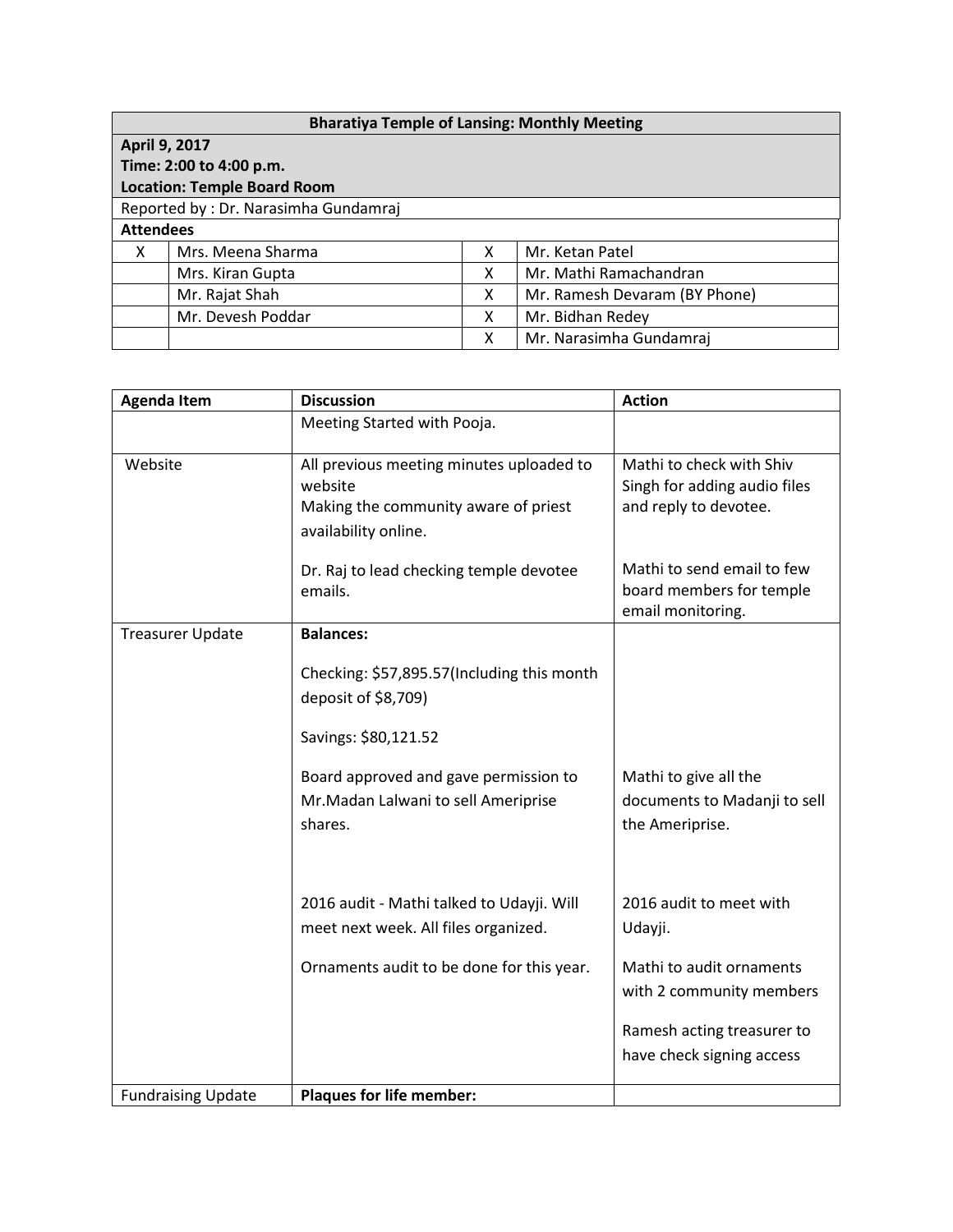| Bharatiya Temple of Lansing: Monthly Meeting | | | |
|---|---|---|---|
| **April 9, 2017**<br>**Time: 2:00 to 4:00 p.m.**<br>**Location: Temple Board Room** | | | |
| Reported by : Dr. Narasimha Gundamraj | | | |
| **Attendees** | | | |
| X | Mrs. Meena Sharma | X | Mr. Ketan Patel |
| | Mrs. Kiran Gupta | X | Mr. Mathi Ramachandran |
| | Mr. Rajat Shah | X | Mr. Ramesh Devaram (BY Phone) |
| | Mr. Devesh Poddar | X | Mr. Bidhan Redey |
| | | X | Mr. Narasimha Gundamraj |

| Agenda Item | Discussion | Action |
|---|---|---|
| | Meeting Started with Pooja. | |
| Website | All previous meeting minutes uploaded to website<br>Making the community aware of priest availability online.<br><br>Dr. Raj to lead checking temple devotee emails. | Mathi to check with Shiv Singh for adding audio files and reply to devotee.<br><br>Mathi to send email to few board members for temple email monitoring. |
| Treasurer Update | **Balances:**<br><br>Checking: $57,895.57(Including this month deposit of $8,709)<br><br>Savings: $80,121.52<br><br>Board approved and gave permission to Mr.Madan Lalwani to sell Ameriprise shares.<br><br>2016 audit - Mathi talked to Udayji. Will meet next week. All files organized.<br><br>Ornaments audit to be done for this year. | Mathi to give all the documents to Madanji to sell the Ameriprise.<br><br>2016 audit to meet with Udayji.<br><br>Mathi to audit ornaments with 2 community members<br><br>Ramesh acting treasurer to have check signing access |
| Fundraising Update | **Plaques for life member:** | |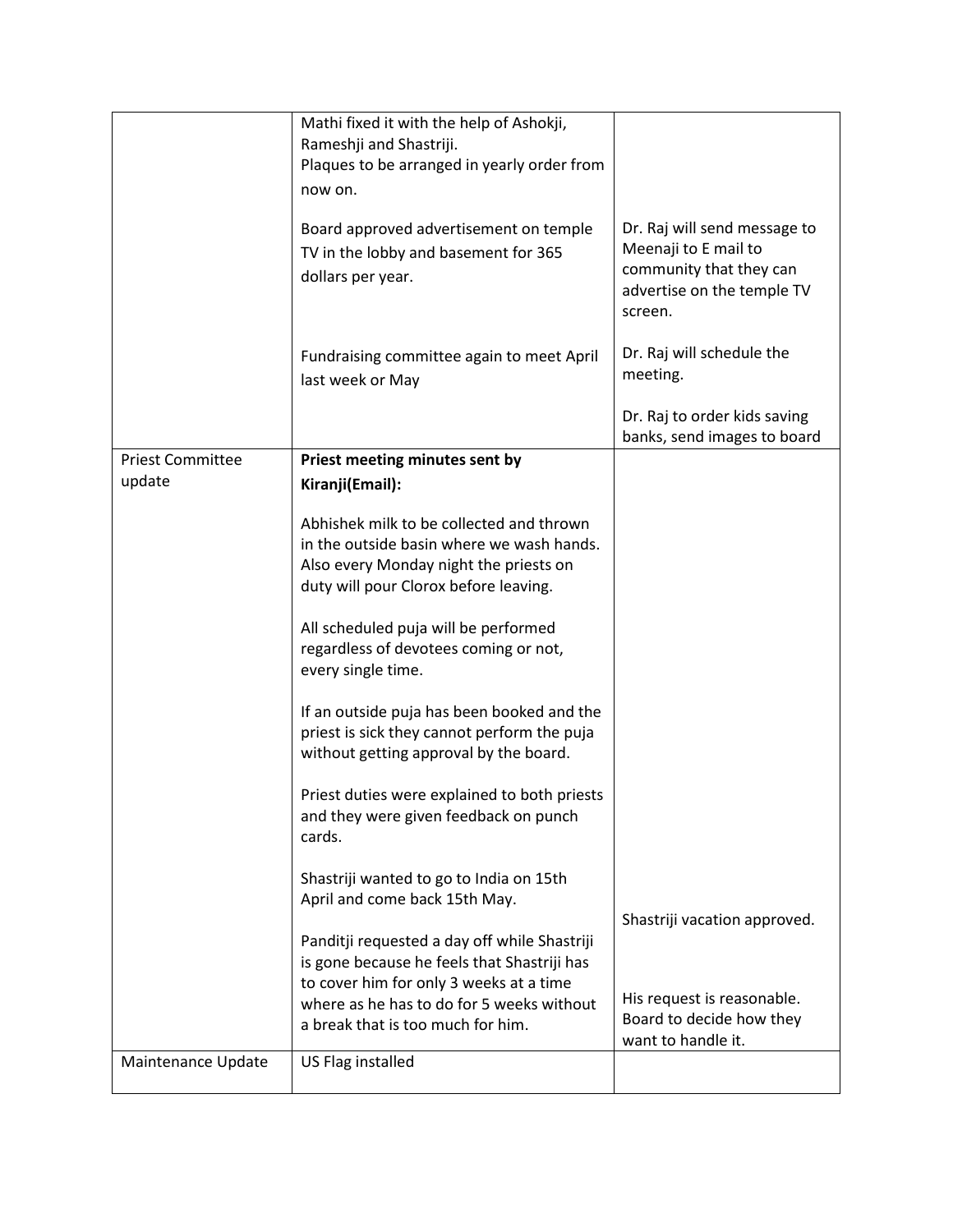| | | |
|---|---|---|
| | Mathi fixed it with the help of Ashokji, Rameshji and Shastriji.<br>Plaques to be arranged in yearly order from now on.<br><br>Board approved advertisement on temple TV in the lobby and basement for 365 dollars per year.<br><br>Fundraising committee again to meet April last week or May | <br><br><br><br>Dr. Raj will send message to Meenaji to E mail to community that they can advertise on the temple TV screen.<br><br>Dr. Raj will schedule the meeting.<br><br>Dr. Raj to order kids saving banks, send images to board |
| Priest Committee update | **Priest meeting minutes sent by Kiranji(Email):**<br><br>Abhishek milk to be collected and thrown in the outside basin where we wash hands. Also every Monday night the priests on duty will pour Clorox before leaving.<br><br>All scheduled puja will be performed regardless of devotees coming or not, every single time.<br><br>If an outside puja has been booked and the priest is sick they cannot perform the puja without getting approval by the board.<br><br>Priest duties were explained to both priests and they were given feedback on punch cards.<br><br>Shastriji wanted to go to India on 15th April and come back 15th May.<br><br>Panditji requested a day off while Shastriji is gone because he feels that Shastriji has to cover him for only 3 weeks at a time where as he has to do for 5 weeks without a break that is too much for him. | <br><br><br><br><br><br><br><br><br><br><br><br><br><br><br><br><br>Shastriji vacation approved.<br><br><br>His request is reasonable. Board to decide how they want to handle it. |
| Maintenance Update | US Flag installed | |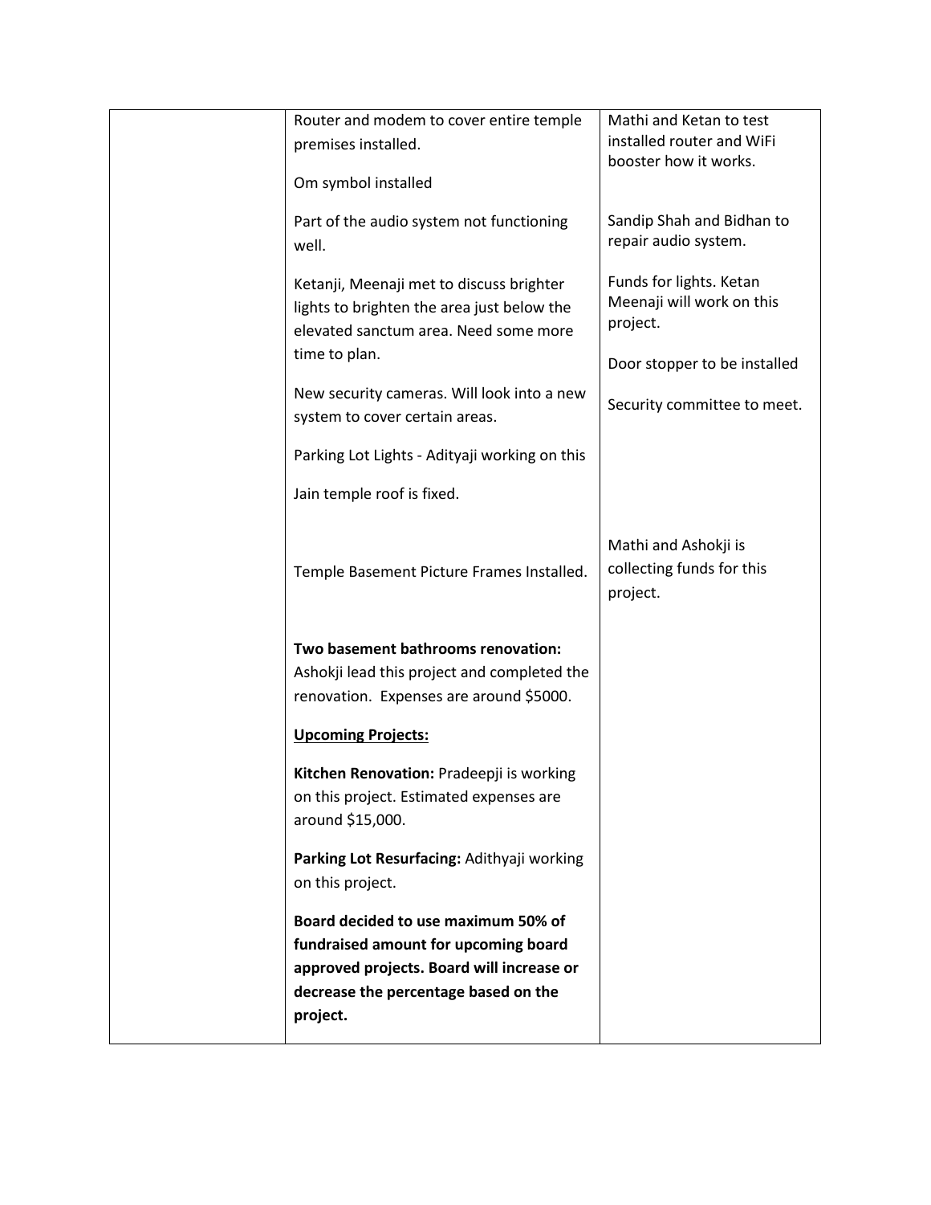| | | |
|---|---|---|
| | Router and modem to cover entire temple premises installed.<br><br>Om symbol installed<br><br>Part of the audio system not functioning well.<br><br>Ketanji, Meenaji met to discuss brighter lights to brighten the area just below the elevated sanctum area. Need some more time to plan.<br><br>New security cameras. Will look into a new system to cover certain areas.<br><br>Parking Lot Lights - Adityaji working on this<br><br>Jain temple roof is fixed.<br><br>Temple Basement Picture Frames Installed.<br><br>**Two basement bathrooms renovation:** Ashokji lead this project and completed the renovation. Expenses are around $5000.<br><br>**<u>Upcoming Projects:</u>**<br><br>**Kitchen Renovation:** Pradeepji is working on this project. Estimated expenses are around $15,000.<br><br>**Parking Lot Resurfacing:** Adithyaji working on this project.<br><br>**Board decided to use maximum 50% of fundraised amount for upcoming board approved projects. Board will increase or decrease the percentage based on the project.** | Mathi and Ketan to test installed router and WiFi booster how it works.<br><br>Sandip Shah and Bidhan to repair audio system.<br><br>Funds for lights. Ketan Meenaji will work on this project.<br><br>Door stopper to be installed<br><br>Security committee to meet.<br><br>Mathi and Ashokji is collecting funds for this project. |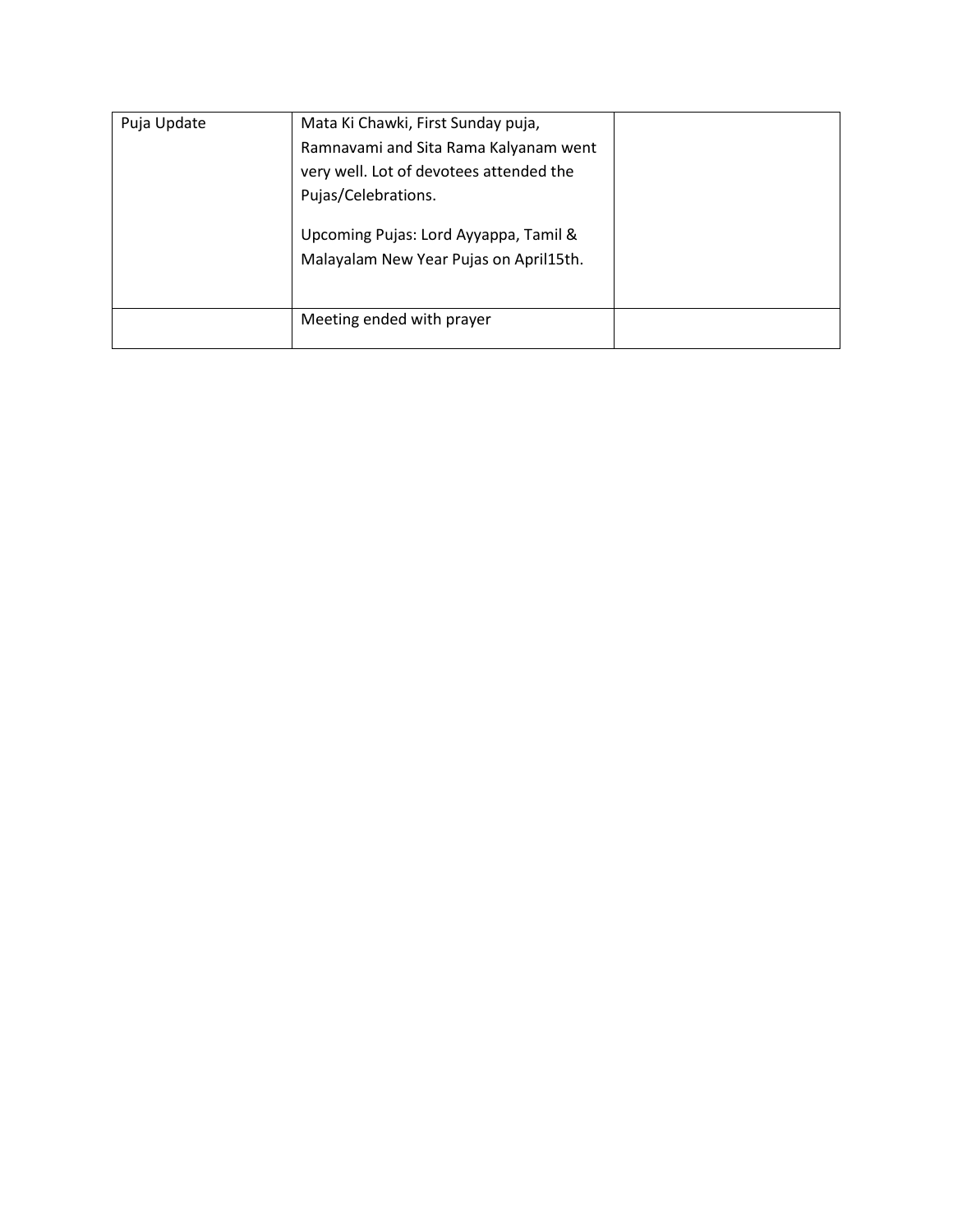| | | |
|---|---|---|
| Puja Update | Mata Ki Chawki, First Sunday puja, Ramnavami and Sita Rama Kalyanam went very well. Lot of devotees attended the Pujas/Celebrations.<br><br>Upcoming Pujas: Lord Ayyappa, Tamil & Malayalam New Year Pujas on April15th. | |
| | Meeting ended with prayer | |